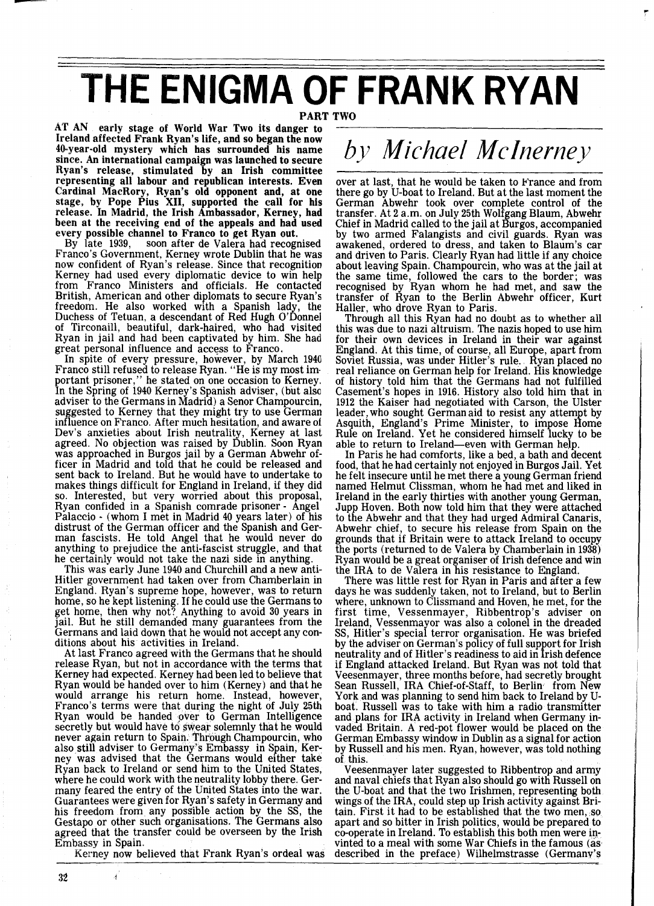# THE ENIGMA OF FRANK RYAN

**PART TWO**

*by Michael McInerney*

**AT AN early stage of World War Two its danger to Ireland affected Frank Ryan's life, and so began the now 40-year-old mystery which has surrounded his name since. An international campaign was launched to secure Ryan's release, stimulated by an Irish committee representing all labour and republican interests. Even Cardinal MacRory, Ryan's old opponent and, at one stage, by Pope Pius XII, supported the call for his release. In Madrid, the Irish Ambassador, Kerney, had been at the receiving end of the appeals and had used every possible channel to Franco to get Ryan out.**

By late 1939, soon after de Valera had recognised Franco's Government, Kerney wrote Dublin that he was now confident of Ryan's release. Since that recognition Kerney had used every diplomatic device to win help from Franco Ministers and officials. He contacted British, American and other diplomats to secure Ryan's freedom. He also worked with a Spanish lady, the Duchess of Tetuan, a descendant of Red Hugh O'Donnel of Tirconaill, beautiful, dark-haired, who had visited Ryan in jail and had been captivated by him. She had great personal influence and access to Franco.

In spite of every pressure, however, by March 1940 Franco still refused to release Ryan. "He is my most important prisoner," he stated on one occasion to Kerney. In the Spring of 1940 Kerney's Spanish adviser, (but also adviser to the Germans in Madrid) a Senor Champourcin, suggested to Kerney that they might try to use German influence on Franco. After much hesitation, and aware of Dev's anxieties about Irish neutrality, Kerney at last agreed. No objection was raised by Dublin. Soon Ryan was approached in Burgos jail by a German Abwehr officer in Madrid and told that he could be released and sent back to Ireland. But he would have to undertake to makes things difficult for England in Ireland, if they did so. Interested, but very worried about this proposal, Ryan confided in a Spanish comrade prisoner - Angel Palaccio - (whom I met in Madrid 40 years later) of his distrust of the German officer and the Spanish and German fascists. He told Angel that he would never do anything to prejudice the anti-fascist struggle, and that he certainly would not take the nazi side in anything.

This was early June 1940 and Churchill and a new anti-Hitler government had taken over from Chamberlain in England. Ryan's supreme hope, however, was to return home, so he kept listening. If he could use the Germans to get home, then why not? Anything to avoid 30 years in jail. But he still demanded many guarantees from the Germans and laid down that he would not accept any conditions about his activities in Ireland.

At last Franco agreed with the Germans that he should release Ryan, but not in accordance with the terms that Kerney had expected. Kerney had been led to believe that Ryan would be handed over to him (Kerney) and that he would arrange his return home. Instead, however, Franco's terms were that during the night of July 25th Ryan would be handed over to German Intelligence secretly but would have to swear solemnly that he would never again return to Spain. Through Champourcin, who also still adviser to Germany's Embassy in Spain, Kerney was advised that the Germans would either take Ryan back to Ireland or send him to the United States, where he could work with the neutrality lobby there. Germany feared the entry of the United States into the war. Guarantees were given for Ryan's safety in Germany and his freedom from any possible action by the SS, the Gestapo or other such organisations. The Germans also agreed that the transfer could be overseen by the Irish Embassy in Spain.

Kerney now believed that Frank Ryan's ordeal was over at last, that he would be taken to France and from there go by U-boat to Ireland. But at the last moment the German Abwehr took over complete control of the transfer. At 2 a.m. on July 25th Wolfgang Blaum, Abwehr Chief in Madrid called to the jail at Burgos, accompanied by two armed Falangists and civil guards. Ryan was awakened, ordered to dress, and taken to Blaum's car and driven to Paris. Clearly Ryan had little if any choice about leaving Spain. Champourcin, who was at the jail at the same time, followed the cars to the border; was recognised by Ryan whom he had met, and saw the transfer of Ryan to the Berlin Abwehr officer, Kurt Haller, who drove Ryan to Paris.

Through all this Ryan had no doubt as to whether all this was due to nazi altruism. The nazis hoped to use him for their own devices in Ireland in their war against England. At this time, of course, all Europe, apart from Soviet Russia, was under Hitler's rule. Ryan placed no real reliance on German help for Ireland. His knowledge of history told him that the Germans had not fulfilled Casement's hopes in 1916. History also told him that in 1912 the Kaiser had negotiated with Carson, the Ulster leader, who sought German aid to resist any attempt by Asquith, England's Prime Minister, to impose Home Rule on Ireland. Yet he considered himself lucky to be able to return to Ireland—even with German help.

In Paris he had comforts, like a bed, a bath and decent food, that he had certainly not enjoyed in Burgos Jail. Yet he felt insecure until he met there a young German friend named Helmut Clissman, whom he had met and liked in Ireland in the early thirties with another young German, Jupp Hoven. Both now told him that they were attached to the Abwehr and that they had urged Admiral Canaris, Abwehr chief, to secure his release from Spain on the grounds that if Britain were to attack Ireland to occupy the ports (returned to de Valera by Chamberlain in 1938) Ryan would be a great organiser of Irish defence and win the IRA to de Valera in his resistance to England.

There was little rest for Ryan in Paris and after a few days he was suddenly taken, not to Ireland, but to Berlin where, unknown to Clissmand and Hoven, he met, for the first time, Vessenmayer, Ribbentrop's adviser on Ireland, Vessenmayor was also a colonel in the dreaded SS, Hitler's special terror organisation. He was briefed by the adviser on German's policy of full support for Irish neutrality and of Hitler's readiness to aid in Irish defence if England attacked Ireland. But Ryan was not told that Veesenmayer, three months before, had secretly brought Sean Russell, IRA Chief-of-Staff, to Berlin from New York and was planning to send him back to Ireland by U-boat. Russell was to take with him a radio transmitter and plans for IRA activity in Ireland when Germany invaded Britain. A red-pot flower would be placed on the German Embassy window in Dublin as a signal for action by Russell and his men. Ryan, however, was told nothing of this.

Veesenmayer later suggested to Ribbentrop and army and naval chiefs that Ryan also should go with Russell on the U-boat and that the two Irishmen, representing both wings of the IRA, could step up Irish activity against Britain. First it had to be established that the two men, so apart and so bitter in Irish politics, would be prepared to co-operate in Ireland. To establish this both men were invited to a meal with some War Chiefs in the famous (as described in the preface) Wilhelmstrasse (Germany's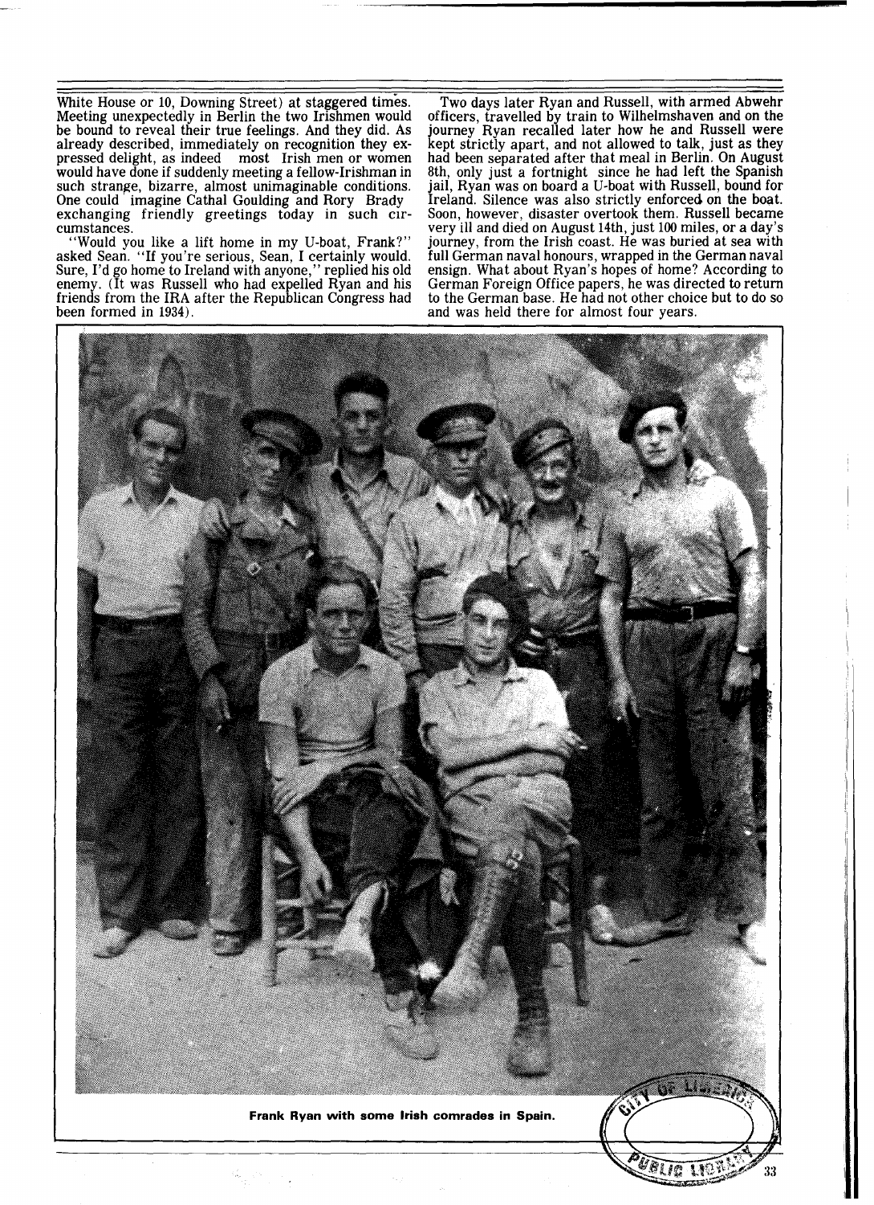White House or 10, Downing Street) at staggered times. Meeting unexpectedly in Berlin the two Irishmen would be bound to reveal their true feelings. And they did. As already described, immediately on recognition they expressed delight, as indeed most Irish men or women would have done if suddenly meeting a fellow-Irishman in such strange, bizarre, almost unimaginable conditions. One could imagine Cathal Goulding and Rory Brady exchanging friendly greetings today in such circumstances.

"Would you like a lift home in my U-boat, Frank?" asked Sean. "If you're serious, Sean, I certainly would. Sure, I'd go home to Ireland with anyone," replied his old enemy. (It was Russell who had expelled Ryan and his friends from the IRA after the Republican Congress had been formed in 1934).

Two days later Ryan and Russell, with armed Abwehr officers, travelled by train to Wilhelmshaven and on the journey Ryan recalled later how he and Russell were kept strictly apart, and not allowed to talk, just as they had been separated after that meal in Berlin. On August 8th, only just a fortnight since he had left the Spanish jail, Ryan was on board a U-boat with Russell, bound for Ireland. Silence was also strictly enforced on the boat. Soon, however, disaster overtook them. Russell became very ill and died on August 14th, just 100 miles, or a day's journey, from the Irish coast. He was buried at sea with full German naval honours, wrapped in the German naval ensign. What about Ryan's hopes of home? According to German Foreign Office papers, he was directed to return to the German base. He had not other choice but to do so and was held there for almost four years.

**Frank Ryan with some Irish comrades in Spain.**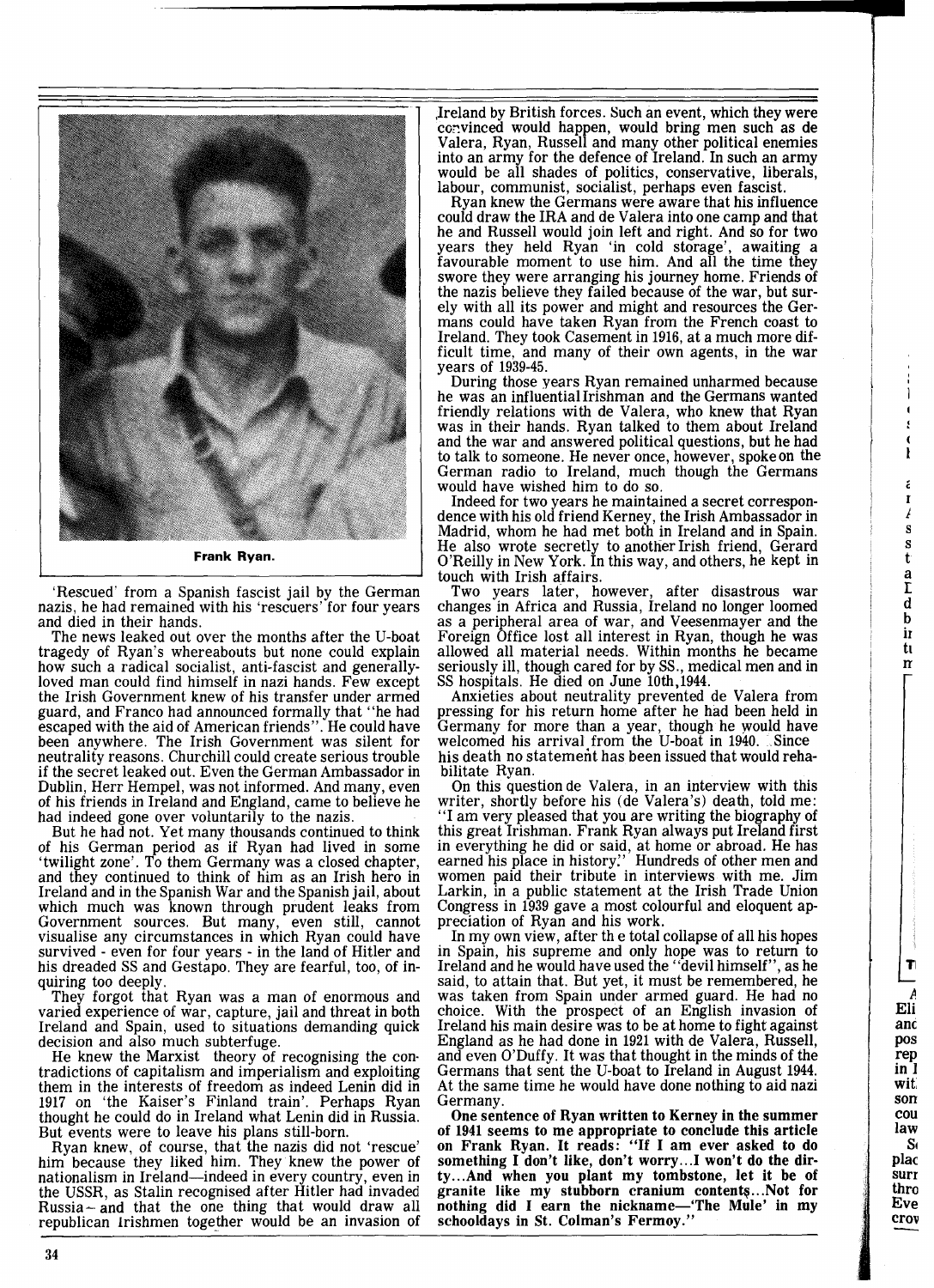Frank Ryan.

'Rescued' from a Spanish fascist jail by the German nazis, he had remained with his 'rescuers' for four years and died in their hands.

The news leaked out over the months after the U-boat tragedy of Ryan's whereabouts but none could explain how such a radical socialist, anti-fascist and generally-loved man could find himself in nazi hands. Few except the Irish Government knew of his transfer under armed guard, and Franco had announced formally that "he had escaped with the aid of American friends". He could have been anywhere. The Irish Government was silent for neutrality reasons. Churchill could create serious trouble if the secret leaked out. Even the German Ambassador in Dublin, Herr Hempel, was not informed. And many, even of his friends in Ireland and England, came to believe he had indeed gone over voluntarily to the nazis.

But he had not. Yet many thousands continued to think of his German period as if Ryan had lived in some 'twilight zone'. To them Germany was a closed chapter, and they continued to think of him as an Irish hero in Ireland and in the Spanish War and the Spanish jail, about which much was known through prudent leaks from Government sources. But many, even still, cannot visualise any circumstances in which Ryan could have survived - even for four years - in the land of Hitler and his dreaded SS and Gestapo. They are fearful, too, of inquiring too deeply.

They forgot that Ryan was a man of enormous and varied experience of war, capture, jail and threat in both Ireland and Spain, used to situations demanding quick decision and also much subterfuge.

He knew the Marxist theory of recognising the contradictions of capitalism and imperialism and exploiting them in the interests of freedom as indeed Lenin did in 1917 on 'the Kaiser's Finland train'. Perhaps Ryan thought he could do in Ireland what Lenin did in Russia. But events were to leave his plans still-born.

Ryan knew, of course, that the nazis did not 'rescue' him because they liked him. They knew the power of nationalism in Ireland—indeed in every country, even in the USSR, as Stalin recognised after Hitler had invaded Russia— and that the one thing that would draw all republican Irishmen together would be an invasion of Ireland by British forces. Such an event, which they were convinced would happen, would bring men such as de Valera, Ryan, Russell and many other political enemies into an army for the defence of Ireland. In such an army would be all shades of politics, conservative, liberals, labour, communist, socialist, perhaps even fascist.

Ryan knew the Germans were aware that his influence could draw the IRA and de Valera into one camp and that he and Russell would join left and right. And so for two years they held Ryan 'in cold storage', awaiting a favourable moment to use him. And all the time they swore they were arranging his journey home. Friends of the nazis believe they failed because of the war, but surely with all its power and might and resources the Germans could have taken Ryan from the French coast to Ireland. They took Casement in 1916, at a much more difficult time, and many of their own agents, in the war years of 1939-45.

During those years Ryan remained unharmed because he was an influential Irishman and the Germans wanted friendly relations with de Valera, who knew that Ryan was in their hands. Ryan talked to them about Ireland and the war and answered political questions, but he had to talk to someone. He never once, however, spoke on the German radio to Ireland, much though the Germans would have wished him to do so.

Indeed for two years he maintained a secret correspondence with his old friend Kerney, the Irish Ambassador in Madrid, whom he had met both in Ireland and in Spain. He also wrote secretly to another Irish friend, Gerard O'Reilly in New York. In this way, and others, he kept in touch with Irish affairs.

Two years later, however, after disastrous war changes in Africa and Russia, Ireland no longer loomed as a peripheral area of war, and Veesenmayer and the Foreign Office lost all interest in Ryan, though he was allowed all material needs. Within months he became seriously ill, though cared for by SS., medical men and in SS hospitals. He died on June 10th, 1944.

Anxieties about neutrality prevented de Valera from pressing for his return home after he had been held in Germany for more than a year, though he would have welcomed his arrival from the U-boat in 1940. Since his death no statement has been issued that would rehabilitate Ryan.

On this question de Valera, in an interview with this writer, shortly before his (de Valera's) death, told me: "I am very pleased that you are writing the biography of this great Irishman. Frank Ryan always put Ireland first in everything he did or said, at home or abroad. He has earned his place in history." Hundreds of other men and women paid their tribute in interviews with me. Jim Larkin, in a public statement at the Irish Trade Union Congress in 1939 gave a most colourful and eloquent appreciation of Ryan and his work.

In my own view, after the total collapse of all his hopes in Spain, his supreme and only hope was to return to Ireland and he would have used the "devil himself", as he said, to attain that. But yet, it must be remembered, he was taken from Spain under armed guard. He had no choice. With the prospect of an English invasion of Ireland his main desire was to be at home to fight against England as he had done in 1921 with de Valera, Russell, and even O'Duffy. It was that thought in the minds of the Germans that sent the U-boat to Ireland in August 1944. At the same time he would have done nothing to aid nazi Germany.

**One sentence of Ryan written to Kerney in the summer of 1941 seems to me appropriate to conclude this article on Frank Ryan. It reads: "If I am ever asked to do something I don't like, don't worry...I won't do the dirty...And when you plant my tombstone, let it be of granite like my stubborn cranium contents...Not for nothing did I earn the nickname—'The Mule' in my schooldays in St. Colman's Fermoy."**